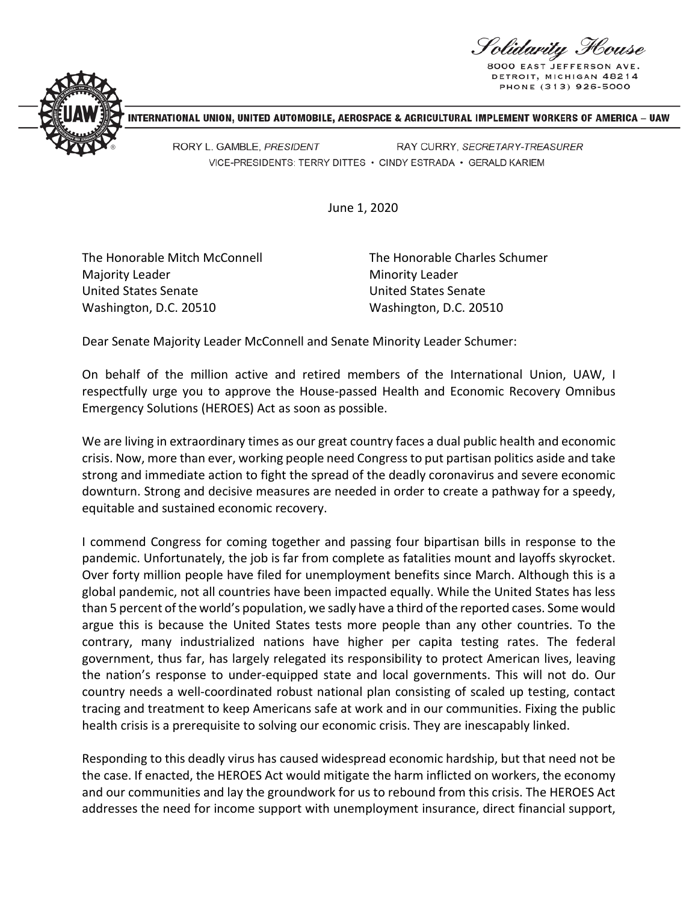*Solidarity House*
8000 EAST JEFFERSON AVE.
DETROIT, MICHIGAN 48214
PHONE (313) 926-5000

**INTERNATIONAL UNION, UNITED AUTOMOBILE, AEROSPACE & AGRICULTURAL IMPLEMENT WORKERS OF AMERICA – UAW**

RORY L. GAMBLE, *PRESIDENT* RAY CURRY, *SECRETARY-TREASURER*
VICE-PRESIDENTS: TERRY DITTES • CINDY ESTRADA • GERALD KARIEM

June 1, 2020

The Honorable Mitch McConnell
Majority Leader
United States Senate
Washington, D.C. 20510

The Honorable Charles Schumer
Minority Leader
United States Senate
Washington, D.C. 20510

Dear Senate Majority Leader McConnell and Senate Minority Leader Schumer:

On behalf of the million active and retired members of the International Union, UAW, I respectfully urge you to approve the House-passed Health and Economic Recovery Omnibus Emergency Solutions (HEROES) Act as soon as possible.

We are living in extraordinary times as our great country faces a dual public health and economic crisis. Now, more than ever, working people need Congress to put partisan politics aside and take strong and immediate action to fight the spread of the deadly coronavirus and severe economic downturn. Strong and decisive measures are needed in order to create a pathway for a speedy, equitable and sustained economic recovery.

I commend Congress for coming together and passing four bipartisan bills in response to the pandemic. Unfortunately, the job is far from complete as fatalities mount and layoffs skyrocket. Over forty million people have filed for unemployment benefits since March. Although this is a global pandemic, not all countries have been impacted equally. While the United States has less than 5 percent of the world's population, we sadly have a third of the reported cases. Some would argue this is because the United States tests more people than any other countries. To the contrary, many industrialized nations have higher per capita testing rates. The federal government, thus far, has largely relegated its responsibility to protect American lives, leaving the nation's response to under-equipped state and local governments. This will not do. Our country needs a well-coordinated robust national plan consisting of scaled up testing, contact tracing and treatment to keep Americans safe at work and in our communities. Fixing the public health crisis is a prerequisite to solving our economic crisis. They are inescapably linked.

Responding to this deadly virus has caused widespread economic hardship, but that need not be the case. If enacted, the HEROES Act would mitigate the harm inflicted on workers, the economy and our communities and lay the groundwork for us to rebound from this crisis. The HEROES Act addresses the need for income support with unemployment insurance, direct financial support,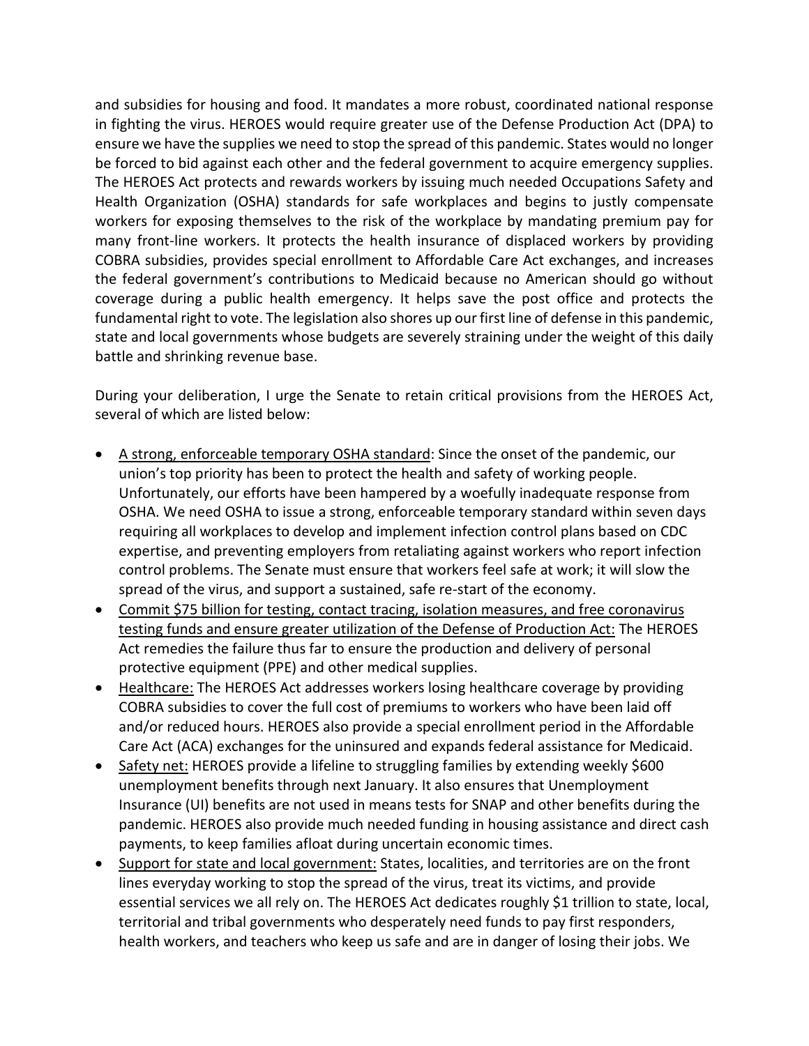and subsidies for housing and food. It mandates a more robust, coordinated national response in fighting the virus. HEROES would require greater use of the Defense Production Act (DPA) to ensure we have the supplies we need to stop the spread of this pandemic. States would no longer be forced to bid against each other and the federal government to acquire emergency supplies. The HEROES Act protects and rewards workers by issuing much needed Occupations Safety and Health Organization (OSHA) standards for safe workplaces and begins to justly compensate workers for exposing themselves to the risk of the workplace by mandating premium pay for many front-line workers. It protects the health insurance of displaced workers by providing COBRA subsidies, provides special enrollment to Affordable Care Act exchanges, and increases the federal government's contributions to Medicaid because no American should go without coverage during a public health emergency. It helps save the post office and protects the fundamental right to vote. The legislation also shores up our first line of defense in this pandemic, state and local governments whose budgets are severely straining under the weight of this daily battle and shrinking revenue base.

During your deliberation, I urge the Senate to retain critical provisions from the HEROES Act, several of which are listed below:

- <u>A strong, enforceable temporary OSHA standard</u>: Since the onset of the pandemic, our union's top priority has been to protect the health and safety of working people. Unfortunately, our efforts have been hampered by a woefully inadequate response from OSHA. We need OSHA to issue a strong, enforceable temporary standard within seven days requiring all workplaces to develop and implement infection control plans based on CDC expertise, and preventing employers from retaliating against workers who report infection control problems. The Senate must ensure that workers feel safe at work; it will slow the spread of the virus, and support a sustained, safe re-start of the economy.
- <u>Commit $75 billion for testing, contact tracing, isolation measures, and free coronavirus testing funds and ensure greater utilization of the Defense of Production Act:</u> The HEROES Act remedies the failure thus far to ensure the production and delivery of personal protective equipment (PPE) and other medical supplies.
- <u>Healthcare:</u> The HEROES Act addresses workers losing healthcare coverage by providing COBRA subsidies to cover the full cost of premiums to workers who have been laid off and/or reduced hours. HEROES also provide a special enrollment period in the Affordable Care Act (ACA) exchanges for the uninsured and expands federal assistance for Medicaid.
- <u>Safety net:</u> HEROES provide a lifeline to struggling families by extending weekly $600 unemployment benefits through next January. It also ensures that Unemployment Insurance (UI) benefits are not used in means tests for SNAP and other benefits during the pandemic. HEROES also provide much needed funding in housing assistance and direct cash payments, to keep families afloat during uncertain economic times.
- <u>Support for state and local government:</u> States, localities, and territories are on the front lines everyday working to stop the spread of the virus, treat its victims, and provide essential services we all rely on. The HEROES Act dedicates roughly $1 trillion to state, local, territorial and tribal governments who desperately need funds to pay first responders, health workers, and teachers who keep us safe and are in danger of losing their jobs. We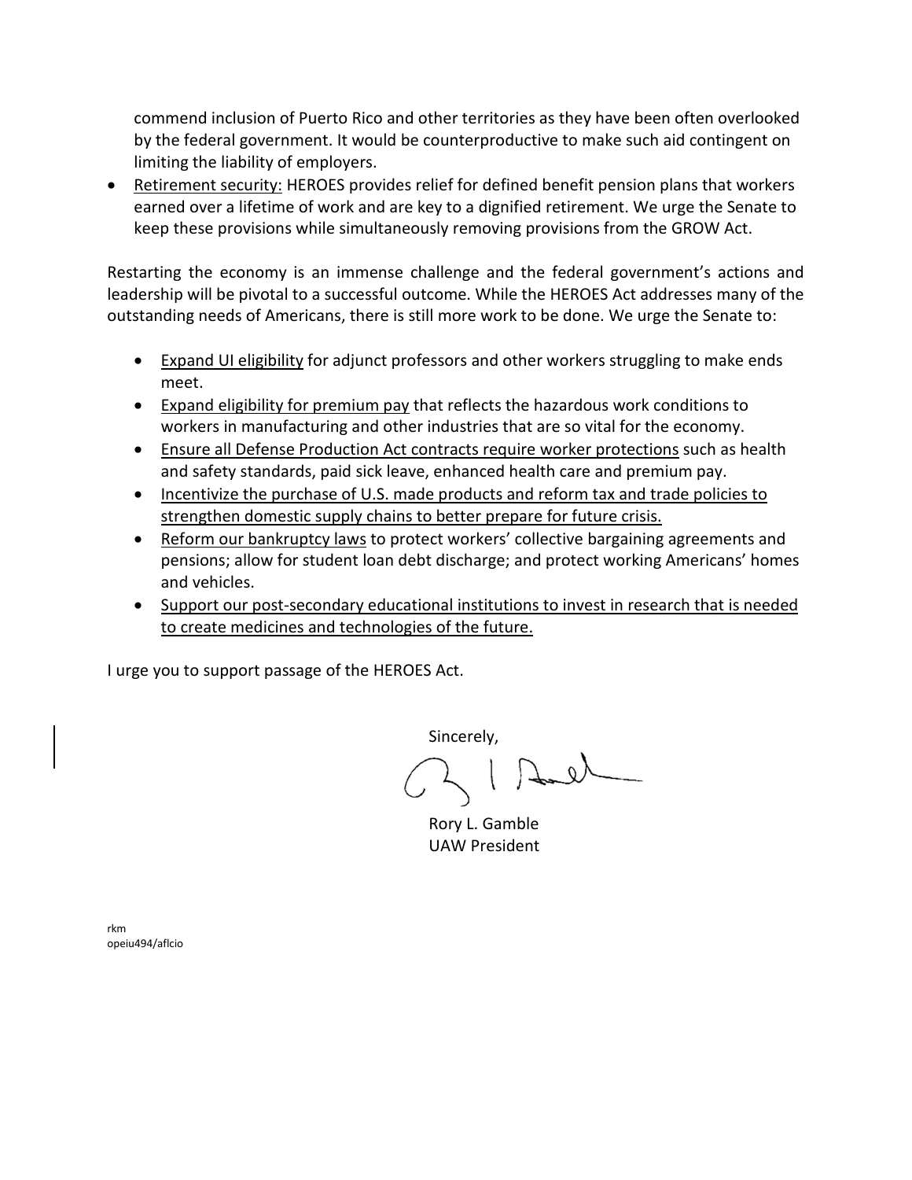commend inclusion of Puerto Rico and other territories as they have been often overlooked by the federal government. It would be counterproductive to make such aid contingent on limiting the liability of employers.

- <u>Retirement security:</u> HEROES provides relief for defined benefit pension plans that workers earned over a lifetime of work and are key to a dignified retirement. We urge the Senate to keep these provisions while simultaneously removing provisions from the GROW Act.

Restarting the economy is an immense challenge and the federal government's actions and leadership will be pivotal to a successful outcome. While the HEROES Act addresses many of the outstanding needs of Americans, there is still more work to be done. We urge the Senate to:

- <u>Expand UI eligibility</u> for adjunct professors and other workers struggling to make ends meet.
- <u>Expand eligibility for premium pay</u> that reflects the hazardous work conditions to workers in manufacturing and other industries that are so vital for the economy.
- <u>Ensure all Defense Production Act contracts require worker protections</u> such as health and safety standards, paid sick leave, enhanced health care and premium pay.
- <u>Incentivize the purchase of U.S. made products and reform tax and trade policies to strengthen domestic supply chains to better prepare for future crisis.</u>
- <u>Reform our bankruptcy laws</u> to protect workers' collective bargaining agreements and pensions; allow for student loan debt discharge; and protect working Americans' homes and vehicles.
- <u>Support our post-secondary educational institutions to invest in research that is needed to create medicines and technologies of the future.</u>

I urge you to support passage of the HEROES Act.

Sincerely,

Rory L. Gamble
UAW President

rkm
opeiu494/aflcio